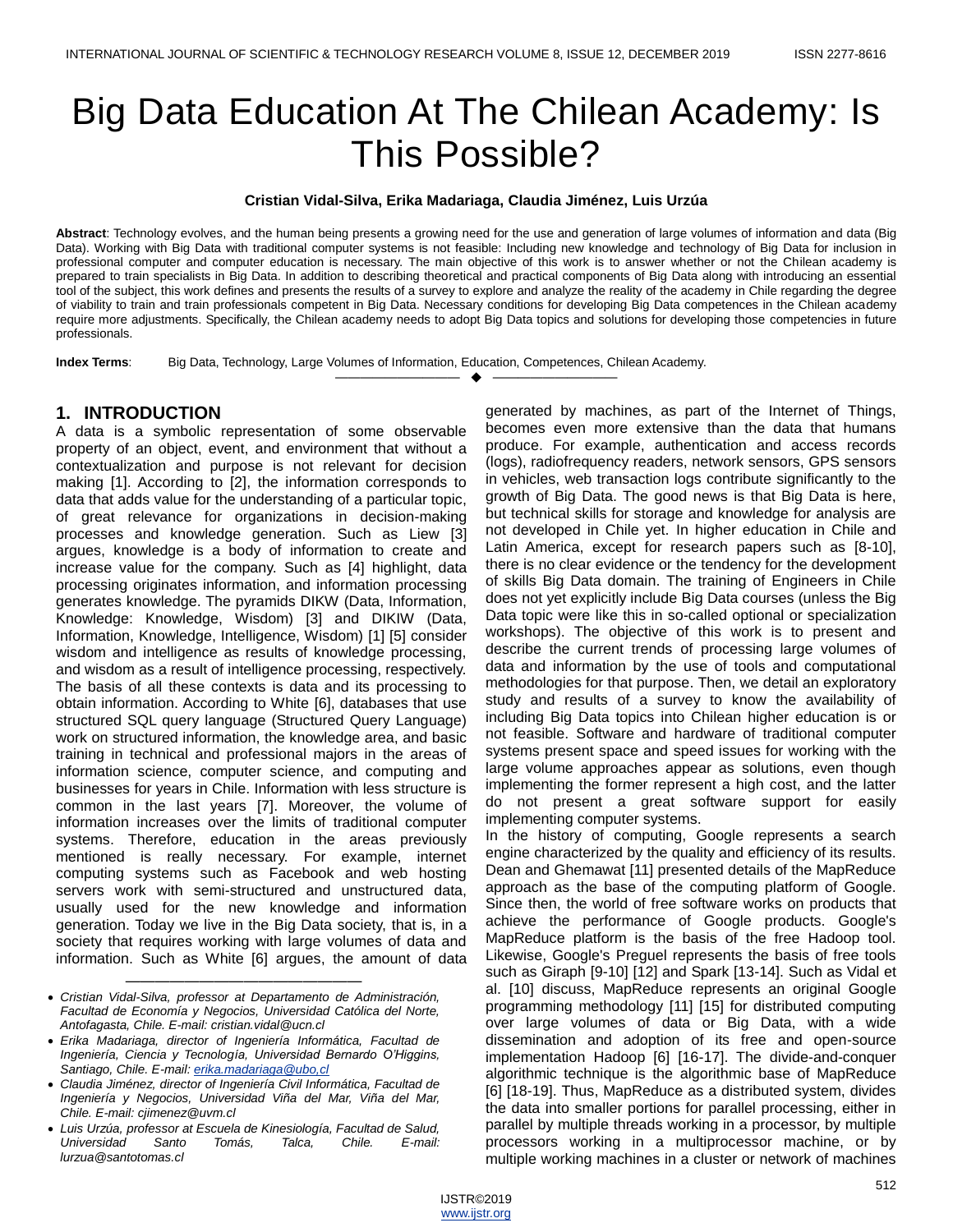# Big Data Education At The Chilean Academy: Is This Possible?

**Cristian Vidal-Silva, Erika Madariaga, Claudia Jiménez, Luis Urzúa**

**Abstract**: Technology evolves, and the human being presents a growing need for the use and generation of large volumes of information and data (Big Data). Working with Big Data with traditional computer systems is not feasible: Including new knowledge and technology of Big Data for inclusion in professional computer and computer education is necessary. The main objective of this work is to answer whether or not the Chilean academy is prepared to train specialists in Big Data. In addition to describing theoretical and practical components of Big Data along with introducing an essential tool of the subject, this work defines and presents the results of a survey to explore and analyze the reality of the academy in Chile regarding the degree of viability to train and train professionals competent in Big Data. Necessary conditions for developing Big Data competences in the Chilean academy require more adjustments. Specifically, the Chilean academy needs to adopt Big Data topics and solutions for developing those competencies in future professionals.

**Index Terms**: Big Data, Technology, Large Volumes of Information, Education, Competences, Chilean Academy.

---

## 1. INTRODUCTION

A data is a symbolic representation of some observable property of an object, event, and environment that without a contextualization and purpose is not relevant for decision making [1]. According to [2], the information corresponds to data that adds value for the understanding of a particular topic, of great relevance for organizations in decision-making processes and knowledge generation. Such as Liew [3] argues, knowledge is a body of information to create and increase value for the company. Such as [4] highlight, data processing originates information, and information processing generates knowledge. The pyramids DIKW (Data, Information, Knowledge: Knowledge, Wisdom) [3] and DIKIW (Data, Information, Knowledge, Intelligence, Wisdom) [1] [5] consider wisdom and intelligence as results of knowledge processing, and wisdom as a result of intelligence processing, respectively. The basis of all these contexts is data and its processing to obtain information. According to White [6], databases that use structured SQL query language (Structured Query Language) work on structured information, the knowledge area, and basic training in technical and professional majors in the areas of information science, computer science, and computing and businesses for years in Chile. Information with less structure is common in the last years [7]. Moreover, the volume of information increases over the limits of traditional computer systems. Therefore, education in the areas previously mentioned is really necessary. For example, internet computing systems such as Facebook and web hosting servers work with semi-structured and unstructured data, usually used for the new knowledge and information generation. Today we live in the Big Data society, that is, in a society that requires working with large volumes of data and information. Such as White [6] argues, the amount of data generated by machines, as part of the Internet of Things, becomes even more extensive than the data that humans produce. For example, authentication and access records (logs), radiofrequency readers, network sensors, GPS sensors in vehicles, web transaction logs contribute significantly to the growth of Big Data. The good news is that Big Data is here, but technical skills for storage and knowledge for analysis are not developed in Chile yet. In higher education in Chile and Latin America, except for research papers such as [8-10], there is no clear evidence or the tendency for the development of skills Big Data domain. The training of Engineers in Chile does not yet explicitly include Big Data courses (unless the Big Data topic were like this in so-called optional or specialization workshops). The objective of this work is to present and describe the current trends of processing large volumes of data and information by the use of tools and computational methodologies for that purpose. Then, we detail an exploratory study and results of a survey to know the availability of including Big Data topics into Chilean higher education is or not feasible. Software and hardware of traditional computer systems present space and speed issues for working with the large volume approaches appear as solutions, even though implementing the former represent a high cost, and the latter do not present a great software support for easily implementing computer systems.

In the history of computing, Google represents a search engine characterized by the quality and efficiency of its results. Dean and Ghemawat [11] presented details of the MapReduce approach as the base of the computing platform of Google. Since then, the world of free software works on products that achieve the performance of Google products. Google's MapReduce platform is the basis of the free Hadoop tool. Likewise, Google's Preguel represents the basis of free tools such as Giraph [9-10] [12] and Spark [13-14]. Such as Vidal et al. [10] discuss, MapReduce represents an original Google programming methodology [11] [15] for distributed computing over large volumes of data or Big Data, with a wide dissemination and adoption of its free and open-source implementation Hadoop [6] [16-17]. The divide-and-conquer algorithmic technique is the algorithmic base of MapReduce [6] [18-19]. Thus, MapReduce as a distributed system, divides the data into smaller portions for parallel processing, either in parallel by multiple threads working in a processor, by multiple processors working in a multiprocessor machine, or by multiple working machines in a cluster or network of machines

---

- *Cristian Vidal-Silva, professor at Departamento de Administración, Facultad de Economía y Negocios, Universidad Católica del Norte, Antofagasta, Chile. E-mail: cristian.vidal@ucn.cl*
- *Erika Madariaga, director of Ingeniería Informática, Facultad de Ingeniería, Ciencia y Tecnología, Universidad Bernardo O'Higgins, Santiago, Chile. E-mail: erika.madariaga@ubo,cl*
- *Claudia Jiménez, director of Ingeniería Civil Informática, Facultad de Ingeniería y Negocios, Universidad Viña del Mar, Viña del Mar, Chile. E-mail: cjimenez@uvm.cl*
- *Luis Urzúa, professor at Escuela de Kinesiología, Facultad de Salud, Universidad Santo Tomás, Talca, Chile. E-mail: lurzua@santotomas.cl*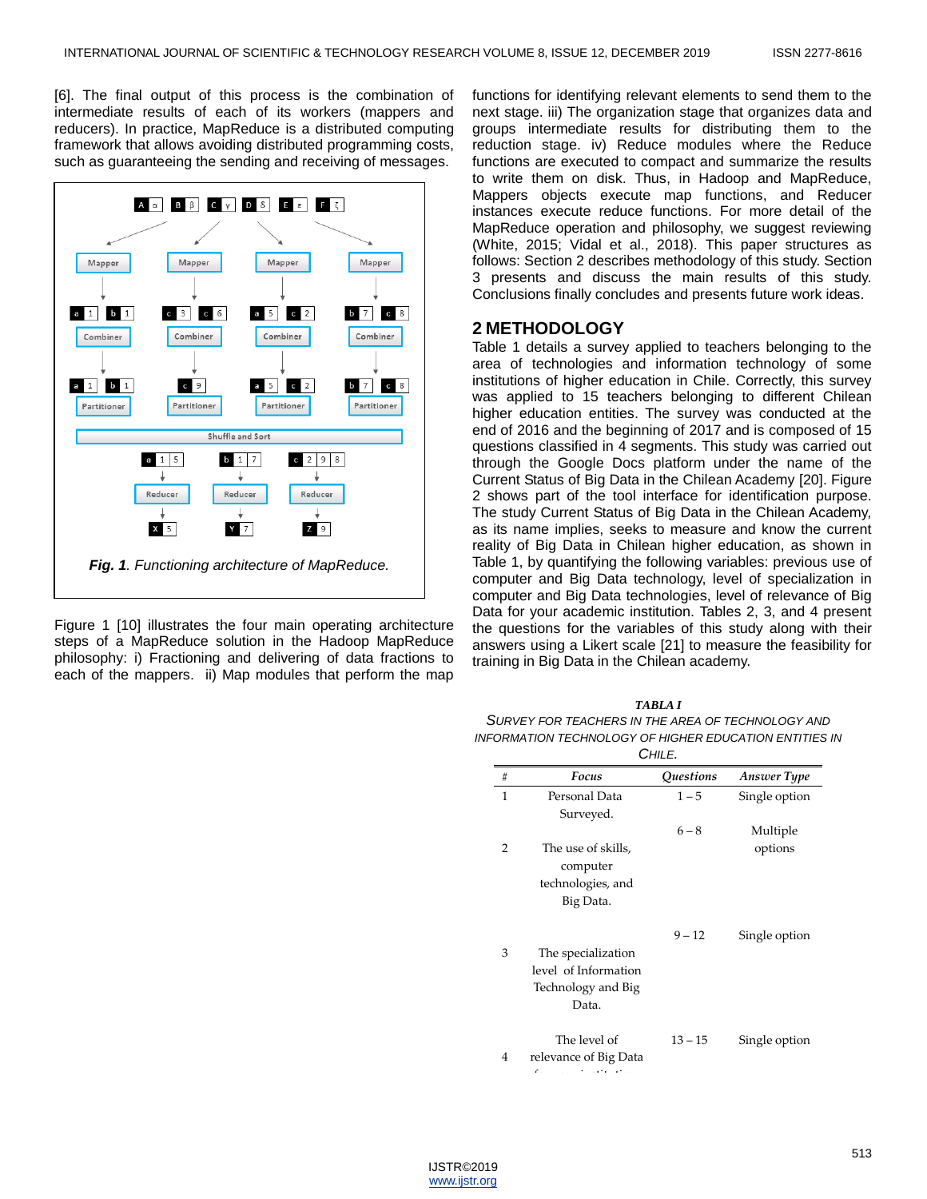[6]. The final output of this process is the combination of intermediate results of each of its workers (mappers and reducers). In practice, MapReduce is a distributed computing framework that allows avoiding distributed programming costs, such as guaranteeing the sending and receiving of messages.

***Fig. 1****. Functioning architecture of MapReduce.*

Figure 1 [10] illustrates the four main operating architecture steps of a MapReduce solution in the Hadoop MapReduce philosophy: i) Fractioning and delivering of data fractions to each of the mappers. ii) Map modules that perform the map functions for identifying relevant elements to send them to the next stage. iii) The organization stage that organizes data and groups intermediate results for distributing them to the reduction stage. iv) Reduce modules where the Reduce functions are executed to compact and summarize the results to write them on disk. Thus, in Hadoop and MapReduce, Mappers objects execute map functions, and Reducer instances execute reduce functions. For more detail of the MapReduce operation and philosophy, we suggest reviewing (White, 2015; Vidal et al., 2018). This paper structures as follows: Section 2 describes methodology of this study. Section 3 presents and discuss the main results of this study. Conclusions finally concludes and presents future work ideas.

## 2 METHODOLOGY

Table 1 details a survey applied to teachers belonging to the area of technologies and information technology of some institutions of higher education in Chile. Correctly, this survey was applied to 15 teachers belonging to different Chilean higher education entities. The survey was conducted at the end of 2016 and the beginning of 2017 and is composed of 15 questions classified in 4 segments. This study was carried out through the Google Docs platform under the name of the Current Status of Big Data in the Chilean Academy [20]. Figure 2 shows part of the tool interface for identification purpose. The study Current Status of Big Data in the Chilean Academy, as its name implies, seeks to measure and know the current reality of Big Data in Chilean higher education, as shown in Table 1, by quantifying the following variables: previous use of computer and Big Data technology, level of specialization in computer and Big Data technologies, level of relevance of Big Data for your academic institution. Tables 2, 3, and 4 present the questions for the variables of this study along with their answers using a Likert scale [21] to measure the feasibility for training in Big Data in the Chilean academy.

***TABLA I***

SURVEY FOR TEACHERS IN THE AREA OF TECHNOLOGY AND INFORMATION TECHNOLOGY OF HIGHER EDUCATION ENTITIES IN CHILE.

| # | *Focus* | *Questions* | *Answer Type* |
|---|---|---|---|
| 1 | Personal Data Surveyed. | 1 – 5 | Single option |
| 2 | The use of skills, computer technologies, and Big Data. | 6 – 8 | Multiple options |
| 3 | The specialization level of Information Technology and Big Data. | 9 – 12 | Single option |
| 4 | The level of relevance of Big Data for your institution | 13 – 15 | Single option |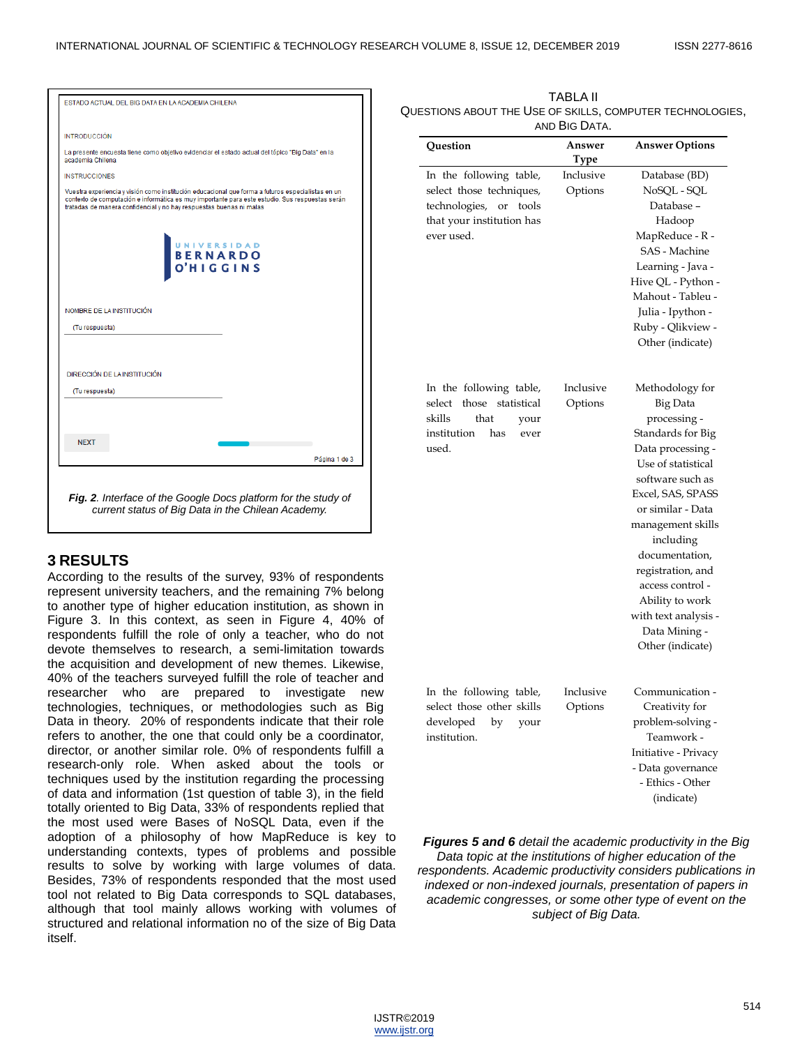ESTADO ACTUAL DEL BIG DATA EN LA ACADEMIA CHILENA

INTRODUCCIÓN

La presente encuesta tiene como objetivo evidenciar el estado actual del tópico "Big Data" en la academia Chilena

INSTRUCCIONES

Vuestra experiencia y visión como institución educacional que forma a futuros especialistas en un contexto de computación e informática es muy importante para este estudio. Sus respuestas serán tratadas de manera confidencial y no hay respuestas buenas ni malas

UNIVERSIDAD BERNARDO O'HIGGINS

NOMBRE DE LA INSTITUCIÓN

(Tu respuesta)

DIRECCIÓN DE LA INSTITUCIÓN

(Tu respuesta)

NEXT

Página 1 de 3

***Fig. 2****. Interface of the Google Docs platform for the study of current status of Big Data in the Chilean Academy.*

## 3 RESULTS

According to the results of the survey, 93% of respondents represent university teachers, and the remaining 7% belong to another type of higher education institution, as shown in Figure 3. In this context, as seen in Figure 4, 40% of respondents fulfill the role of only a teacher, who do not devote themselves to research, a semi-limitation towards the acquisition and development of new themes. Likewise, 40% of the teachers surveyed fulfill the role of teacher and researcher who are prepared to investigate new technologies, techniques, or methodologies such as Big Data in theory. 20% of respondents indicate that their role refers to another, the one that could only be a coordinator, director, or another similar role. 0% of respondents fulfill a research-only role. When asked about the tools or techniques used by the institution regarding the processing of data and information (1st question of table 3), in the field totally oriented to Big Data, 33% of respondents replied that the most used were Bases of NoSQL Data, even if the adoption of a philosophy of how MapReduce is key to understanding contexts, types of problems and possible results to solve by working with large volumes of data. Besides, 73% of respondents responded that the most used tool not related to Big Data corresponds to SQL databases, although that tool mainly allows working with volumes of structured and relational information no of the size of Big Data itself.

TABLA II
QUESTIONS ABOUT THE USE OF SKILLS, COMPUTER TECHNOLOGIES, AND BIG DATA.

| Question | Answer Type | Answer Options |
|---|---|---|
| In the following table, select those techniques, technologies, or tools that your institution has ever used. | Inclusive Options | Database (BD) NoSQL - SQL Database – Hadoop MapReduce - R - SAS - Machine Learning - Java - Hive QL - Python - Mahout - Tableu - Julia - Ipython - Ruby - Qlikview - Other (indicate) |
| In the following table, select those statistical skills that your institution has ever used. | Inclusive Options | Methodology for Big Data processing - Standards for Big Data processing - Use of statistical software such as Excel, SAS, SPASS or similar - Data management skills including documentation, registration, and access control - Ability to work with text analysis - Data Mining - Other (indicate) |
| In the following table, select those other skills developed by your institution. | Inclusive Options | Communication - Creativity for problem-solving - Teamwork - Initiative - Privacy - Data governance - Ethics - Other (indicate) |

***Figures 5 and 6*** *detail the academic productivity in the Big Data topic at the institutions of higher education of the respondents. Academic productivity considers publications in indexed or non-indexed journals, presentation of papers in academic congresses, or some other type of event on the subject of Big Data.*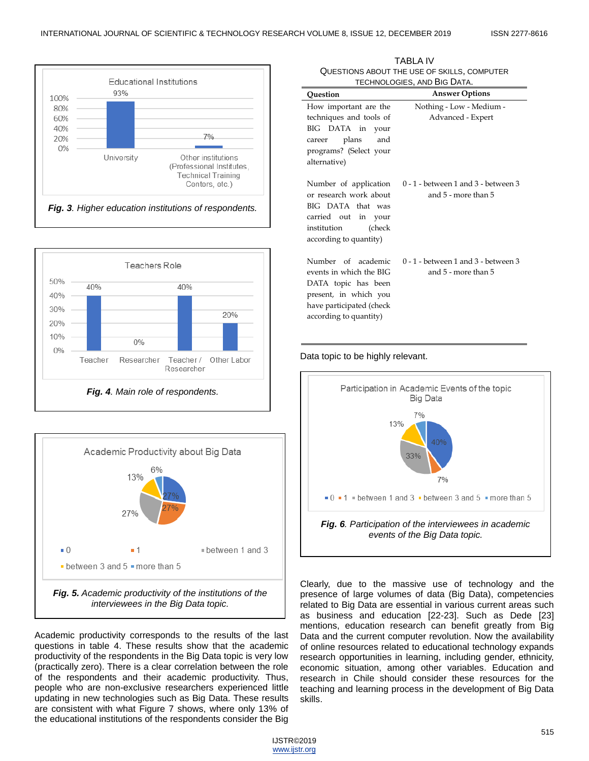Educational Institutions

| | University | Other institutions (Professional Institutes, Technical Training Centers, etc.) |
|---|---|---|
| % | 93% | 7% |

*Fig. 3. Higher education institutions of respondents.*

Teachers Role

| | Teacher | Researcher | Teacher / Researcher | Other Labor |
|---|---|---|---|---|
| % | 40% | 0% | 40% | 20% |

*Fig. 4. Main role of respondents.*

Academic Productivity about Big Data

| 0 | 1 | between 1 and 3 | between 3 and 5 | more than 5 |
|---|---|---|---|---|
| 27% | 27% | 27% | 13% | 6% |

***Fig. 5.** Academic productivity of the institutions of the interviewees in the Big Data topic.*

Academic productivity corresponds to the results of the last questions in table 4. These results show that the academic productivity of the respondents in the Big Data topic is very low (practically zero). There is a clear correlation between the role of the respondents and their academic productivity. Thus, people who are non-exclusive researchers experienced little updating in new technologies such as Big Data. These results are consistent with what Figure 7 shows, where only 13% of the educational institutions of the respondents consider the Big Data topic to be highly relevant.

TABLA IV
QUESTIONS ABOUT THE USE OF SKILLS, COMPUTER TECHNOLOGIES, AND BIG DATA.

| Question | Answer Options |
|---|---|
| How important are the techniques and tools of BIG DATA in your career plans and programs? (Select your alternative) | Nothing - Low - Medium - Advanced - Expert |
| Number of application or research work about BIG DATA that was carried out in your institution (check according to quantity) | 0 - 1 - between 1 and 3 - between 3 and 5 - more than 5 |
| Number of academic events in which the BIG DATA topic has been present, in which you have participated (check according to quantity) | 0 - 1 - between 1 and 3 - between 3 and 5 - more than 5 |

Participation in Academic Events of the topic Big Data

| 0 | 1 | between 1 and 3 | between 3 and 5 | more than 5 |
|---|---|---|---|---|
| 40% | 7% | 33% | 13% | 7% |

***Fig. 6**. Participation of the interviewees in academic events of the Big Data topic.*

Clearly, due to the massive use of technology and the presence of large volumes of data (Big Data), competencies related to Big Data are essential in various current areas such as business and education [22-23]. Such as Dede [23] mentions, education research can benefit greatly from Big Data and the current computer revolution. Now the availability of online resources related to educational technology expands research opportunities in learning, including gender, ethnicity, economic situation, among other variables. Education and research in Chile should consider these resources for the teaching and learning process in the development of Big Data skills.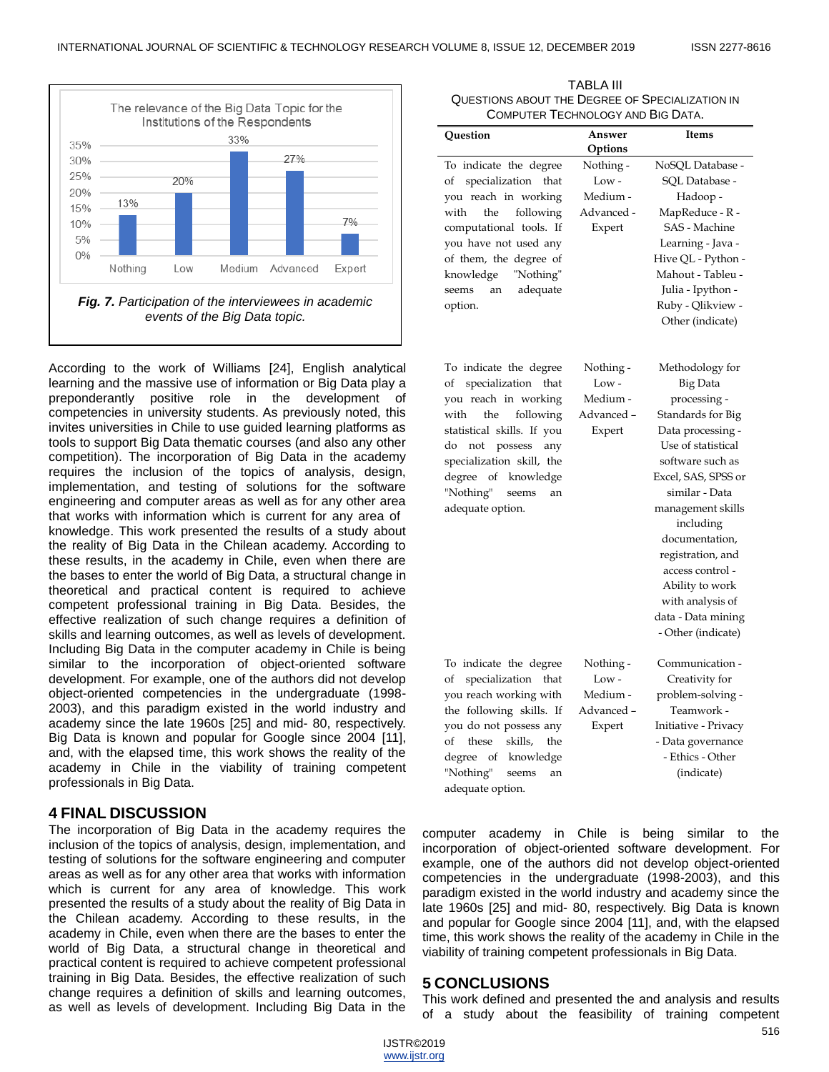The relevance of the Big Data Topic for the Institutions of the Respondents

| Nothing | Low | Medium | Advanced | Expert |
|---|---|---|---|---|
| 13% | 20% | 33% | 27% | 7% |

***Fig. 7.*** *Participation of the interviewees in academic events of the Big Data topic.*

According to the work of Williams [24], English analytical learning and the massive use of information or Big Data play a preponderantly positive role in the development of competencies in university students. As previously noted, this invites universities in Chile to use guided learning platforms as tools to support Big Data thematic courses (and also any other competition). The incorporation of Big Data in the academy requires the inclusion of the topics of analysis, design, implementation, and testing of solutions for the software engineering and computer areas as well as for any other area that works with information which is current for any area of knowledge. This work presented the results of a study about the reality of Big Data in the Chilean academy. According to these results, in the academy in Chile, even when there are the bases to enter the world of Big Data, a structural change in theoretical and practical content is required to achieve competent professional training in Big Data. Besides, the effective realization of such change requires a definition of skills and learning outcomes, as well as levels of development. Including Big Data in the computer academy in Chile is being similar to the incorporation of object-oriented software development. For example, one of the authors did not develop object-oriented competencies in the undergraduate (1998-2003), and this paradigm existed in the world industry and academy since the late 1960s [25] and mid- 80, respectively. Big Data is known and popular for Google since 2004 [11], and, with the elapsed time, this work shows the reality of the academy in Chile in the viability of training competent professionals in Big Data.

TABLA III
QUESTIONS ABOUT THE DEGREE OF SPECIALIZATION IN COMPUTER TECHNOLOGY AND BIG DATA.

| Question | Answer Options | Items |
|---|---|---|
| To indicate the degree of specialization that you reach in working with the following computational tools. If you have not used any of them, the degree of knowledge "Nothing" seems an adequate option. | Nothing - Low - Medium - Advanced - Expert | NoSQL Database - SQL Database - Hadoop - MapReduce - R - SAS - Machine Learning - Java - Hive QL - Python - Mahout - Tableu - Julia - Ipython - Ruby - Qlikview - Other (indicate) |
| To indicate the degree of specialization that you reach in working with the following statistical skills. If you do not possess any specialization skill, the degree of knowledge "Nothing" seems an adequate option. | Nothing - Low - Medium - Advanced – Expert | Methodology for Big Data processing - Standards for Big Data processing - Use of statistical software such as Excel, SAS, SPSS or similar - Data management skills including documentation, registration, and access control - Ability to work with analysis of data - Data mining - Other (indicate) |
| To indicate the degree of specialization that you reach working with the following skills. If you do not possess any of these skills, the degree of knowledge "Nothing" seems an adequate option. | Nothing - Low - Medium - Advanced – Expert | Communication - Creativity for problem-solving - Teamwork - Initiative - Privacy - Data governance - Ethics - Other (indicate) |

## 4 FINAL DISCUSSION

The incorporation of Big Data in the academy requires the inclusion of the topics of analysis, design, implementation, and testing of solutions for the software engineering and computer areas as well as for any other area that works with information which is current for any area of knowledge. This work presented the results of a study about the reality of Big Data in the Chilean academy. According to these results, in the academy in Chile, even when there are the bases to enter the world of Big Data, a structural change in theoretical and practical content is required to achieve competent professional training in Big Data. Besides, the effective realization of such change requires a definition of skills and learning outcomes, as well as levels of development. Including Big Data in the computer academy in Chile is being similar to the incorporation of object-oriented software development. For example, one of the authors did not develop object-oriented competencies in the undergraduate (1998-2003), and this paradigm existed in the world industry and academy since the late 1960s [25] and mid- 80, respectively. Big Data is known and popular for Google since 2004 [11], and, with the elapsed time, this work shows the reality of the academy in Chile in the viability of training competent professionals in Big Data.

## 5 CONCLUSIONS

This work defined and presented the and analysis and results of a study about the feasibility of training competent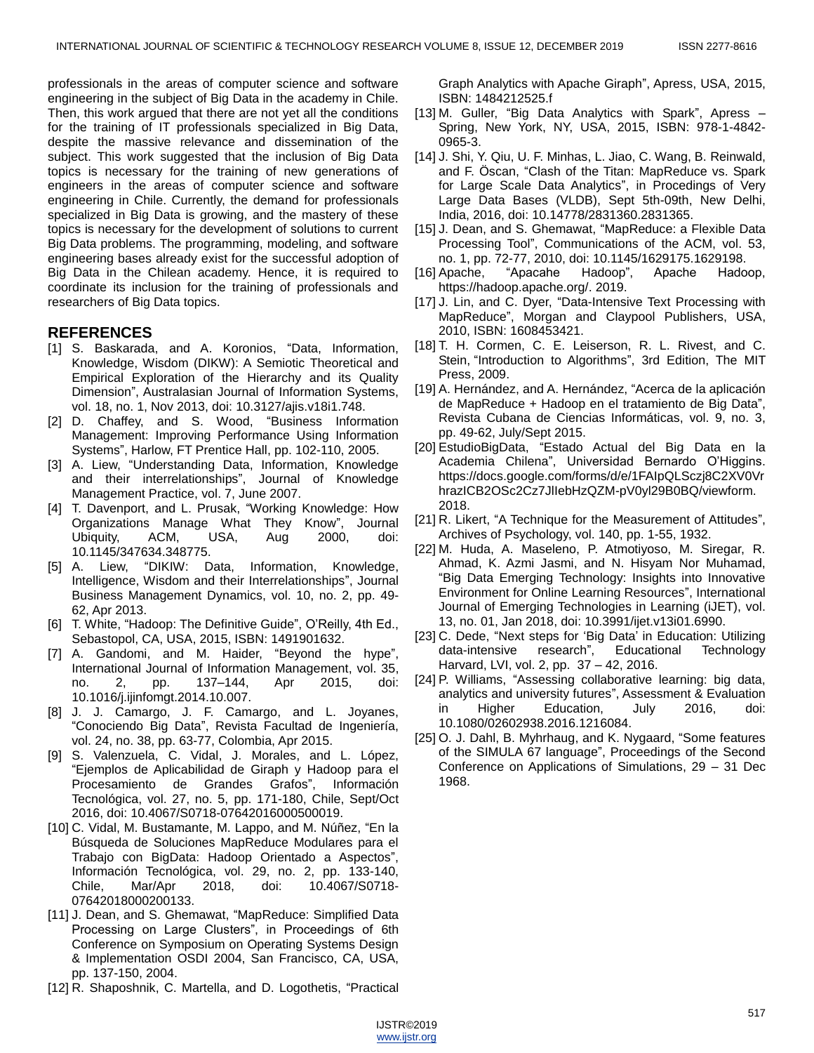professionals in the areas of computer science and software engineering in the subject of Big Data in the academy in Chile. Then, this work argued that there are not yet all the conditions for the training of IT professionals specialized in Big Data, despite the massive relevance and dissemination of the subject. This work suggested that the inclusion of Big Data topics is necessary for the training of new generations of engineers in the areas of computer science and software engineering in Chile. Currently, the demand for professionals specialized in Big Data is growing, and the mastery of these topics is necessary for the development of solutions to current Big Data problems. The programming, modeling, and software engineering bases already exist for the successful adoption of Big Data in the Chilean academy. Hence, it is required to coordinate its inclusion for the training of professionals and researchers of Big Data topics.

## REFERENCES

[1] S. Baskarada, and A. Koronios, "Data, Information, Knowledge, Wisdom (DIKW): A Semiotic Theoretical and Empirical Exploration of the Hierarchy and its Quality Dimension", Australasian Journal of Information Systems, vol. 18, no. 1, Nov 2013, doi: 10.3127/ajis.v18i1.748.

[2] D. Chaffey, and S. Wood, "Business Information Management: Improving Performance Using Information Systems", Harlow, FT Prentice Hall, pp. 102-110, 2005.

[3] A. Liew, "Understanding Data, Information, Knowledge and their interrelationships", Journal of Knowledge Management Practice, vol. 7, June 2007.

[4] T. Davenport, and L. Prusak, "Working Knowledge: How Organizations Manage What They Know", Journal Ubiquity, ACM, USA, Aug 2000, doi: 10.1145/347634.348775.

[5] A. Liew, "DIKIW: Data, Information, Knowledge, Intelligence, Wisdom and their Interrelationships", Journal Business Management Dynamics, vol. 10, no. 2, pp. 49-62, Apr 2013.

[6] T. White, "Hadoop: The Definitive Guide", O'Reilly, 4th Ed., Sebastopol, CA, USA, 2015, ISBN: 1491901632.

[7] A. Gandomi, and M. Haider, "Beyond the hype", International Journal of Information Management, vol. 35, no. 2, pp. 137–144, Apr 2015, doi: 10.1016/j.ijinfomgt.2014.10.007.

[8] J. J. Camargo, J. F. Camargo, and L. Joyanes, "Conociendo Big Data", Revista Facultad de Ingeniería, vol. 24, no. 38, pp. 63-77, Colombia, Apr 2015.

[9] S. Valenzuela, C. Vidal, J. Morales, and L. López, "Ejemplos de Aplicabilidad de Giraph y Hadoop para el Procesamiento de Grandes Grafos", Información Tecnológica, vol. 27, no. 5, pp. 171-180, Chile, Sept/Oct 2016, doi: 10.4067/S0718-07642016000500019.

[10] C. Vidal, M. Bustamante, M. Lappo, and M. Núñez, "En la Búsqueda de Soluciones MapReduce Modulares para el Trabajo con BigData: Hadoop Orientado a Aspectos", Información Tecnológica, vol. 29, no. 2, pp. 133-140, Chile, Mar/Apr 2018, doi: 10.4067/S0718-07642018000200133.

[11] J. Dean, and S. Ghemawat, "MapReduce: Simplified Data Processing on Large Clusters", in Proceedings of 6th Conference on Symposium on Operating Systems Design & Implementation OSDI 2004, San Francisco, CA, USA, pp. 137-150, 2004.

[12] R. Shaposhnik, C. Martella, and D. Logothetis, "Practical Graph Analytics with Apache Giraph", Apress, USA, 2015, ISBN: 1484212525.f

[13] M. Guller, "Big Data Analytics with Spark", Apress – Spring, New York, NY, USA, 2015, ISBN: 978-1-4842-0965-3.

[14] J. Shi, Y. Qiu, U. F. Minhas, L. Jiao, C. Wang, B. Reinwald, and F. Öscan, "Clash of the Titan: MapReduce vs. Spark for Large Scale Data Analytics", in Procedings of Very Large Data Bases (VLDB), Sept 5th-09th, New Delhi, India, 2016, doi: 10.14778/2831360.2831365.

[15] J. Dean, and S. Ghemawat, "MapReduce: a Flexible Data Processing Tool", Communications of the ACM, vol. 53, no. 1, pp. 72-77, 2010, doi: 10.1145/1629175.1629198.

[16] Apache, "Apacahe Hadoop", Apache Hadoop, https://hadoop.apache.org/. 2019.

[17] J. Lin, and C. Dyer, "Data-Intensive Text Processing with MapReduce", Morgan and Claypool Publishers, USA, 2010, ISBN: 1608453421.

[18] T. H. Cormen, C. E. Leiserson, R. L. Rivest, and C. Stein, "Introduction to Algorithms", 3rd Edition, The MIT Press, 2009.

[19] A. Hernández, and A. Hernández, "Acerca de la aplicación de MapReduce + Hadoop en el tratamiento de Big Data", Revista Cubana de Ciencias Informáticas, vol. 9, no. 3, pp. 49-62, July/Sept 2015.

[20] EstudioBigData, "Estado Actual del Big Data en la Academia Chilena", Universidad Bernardo O'Higgins. https://docs.google.com/forms/d/e/1FAIpQLSczj8C2XV0VrhrazICB2OSc2Cz7JIlebHzQZM-pV0yl29B0BQ/viewform. 2018.

[21] R. Likert, "A Technique for the Measurement of Attitudes", Archives of Psychology, vol. 140, pp. 1-55, 1932.

[22] M. Huda, A. Maseleno, P. Atmotiyoso, M. Siregar, R. Ahmad, K. Azmi Jasmi, and N. Hisyam Nor Muhamad, "Big Data Emerging Technology: Insights into Innovative Environment for Online Learning Resources", International Journal of Emerging Technologies in Learning (iJET), vol. 13, no. 01, Jan 2018, doi: 10.3991/ijet.v13i01.6990.

[23] C. Dede, "Next steps for 'Big Data' in Education: Utilizing data-intensive research", Educational Technology Harvard, LVI, vol. 2, pp. 37 – 42, 2016.

[24] P. Williams, "Assessing collaborative learning: big data, analytics and university futures", Assessment & Evaluation in Higher Education, July 2016, doi: 10.1080/02602938.2016.1216084.

[25] O. J. Dahl, B. Myhrhaug, and K. Nygaard, "Some features of the SIMULA 67 language", Proceedings of the Second Conference on Applications of Simulations, 29 – 31 Dec 1968.